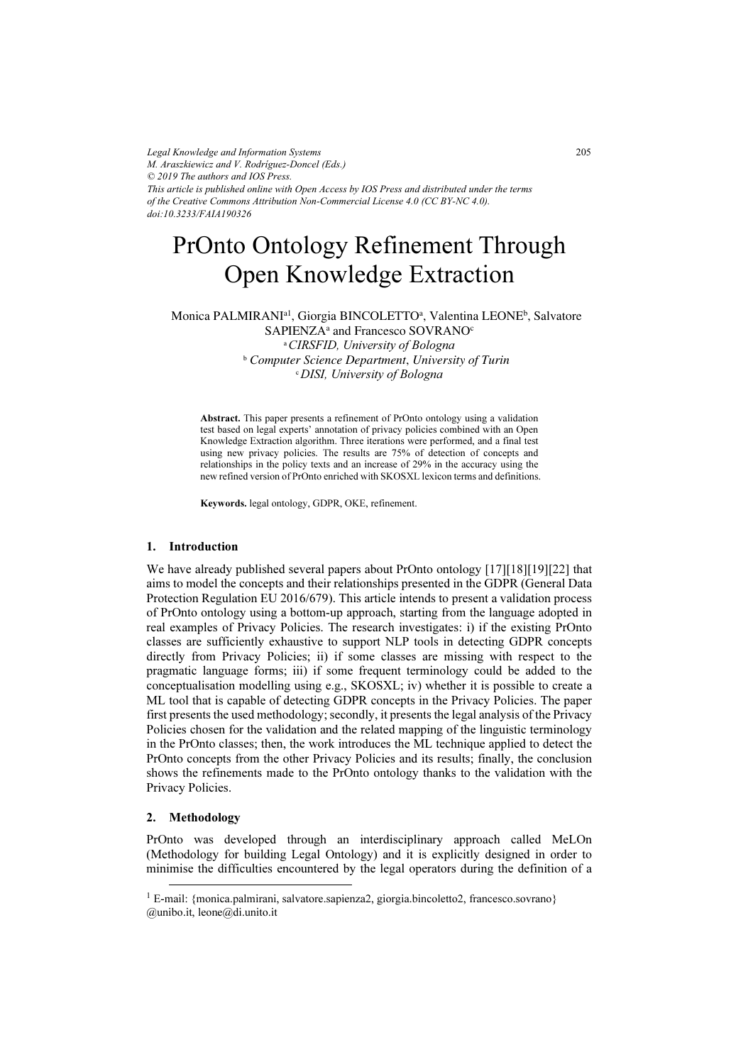Legal Knowledge and Information Systems
M. Araszkiewicz and V. Rodríguez-Doncel (Eds.)
© 2019 The authors and IOS Press.
This article is published online with Open Access by IOS Press and distributed under the terms of the Creative Commons Attribution Non-Commercial License 4.0 (CC BY-NC 4.0).
doi:10.3233/FAIA190326

# PrOnto Ontology Refinement Through Open Knowledge Extraction

Monica PALMIRANI[a1], Giorgia BINCOLETTO[a], Valentina LEONE[b], Salvatore SAPIENZA[a] and Francesco SOVRANO[c]

[a] *CIRSFID, University of Bologna*
[b] *Computer Science Department, University of Turin*
[c] *DISI, University of Bologna*

**Abstract.** This paper presents a refinement of PrOnto ontology using a validation test based on legal experts' annotation of privacy policies combined with an Open Knowledge Extraction algorithm. Three iterations were performed, and a final test using new privacy policies. The results are 75% of detection of concepts and relationships in the policy texts and an increase of 29% in the accuracy using the new refined version of PrOnto enriched with SKOSXL lexicon terms and definitions.

**Keywords.** legal ontology, GDPR, OKE, refinement.

## 1. Introduction

We have already published several papers about PrOnto ontology [17][18][19][22] that aims to model the concepts and their relationships presented in the GDPR (General Data Protection Regulation EU 2016/679). This article intends to present a validation process of PrOnto ontology using a bottom-up approach, starting from the language adopted in real examples of Privacy Policies. The research investigates: i) if the existing PrOnto classes are sufficiently exhaustive to support NLP tools in detecting GDPR concepts directly from Privacy Policies; ii) if some classes are missing with respect to the pragmatic language forms; iii) if some frequent terminology could be added to the conceptualisation modelling using e.g., SKOSXL; iv) whether it is possible to create a ML tool that is capable of detecting GDPR concepts in the Privacy Policies. The paper first presents the used methodology; secondly, it presents the legal analysis of the Privacy Policies chosen for the validation and the related mapping of the linguistic terminology in the PrOnto classes; then, the work introduces the ML technique applied to detect the PrOnto concepts from the other Privacy Policies and its results; finally, the conclusion shows the refinements made to the PrOnto ontology thanks to the validation with the Privacy Policies.

## 2. Methodology

PrOnto was developed through an interdisciplinary approach called MeLOn (Methodology for building Legal Ontology) and it is explicitly designed in order to minimise the difficulties encountered by the legal operators during the definition of a

[1] E-mail: {monica.palmirani, salvatore.sapienza2, giorgia.bincoletto2, francesco.sovrano}@unibo.it, leone@di.unito.it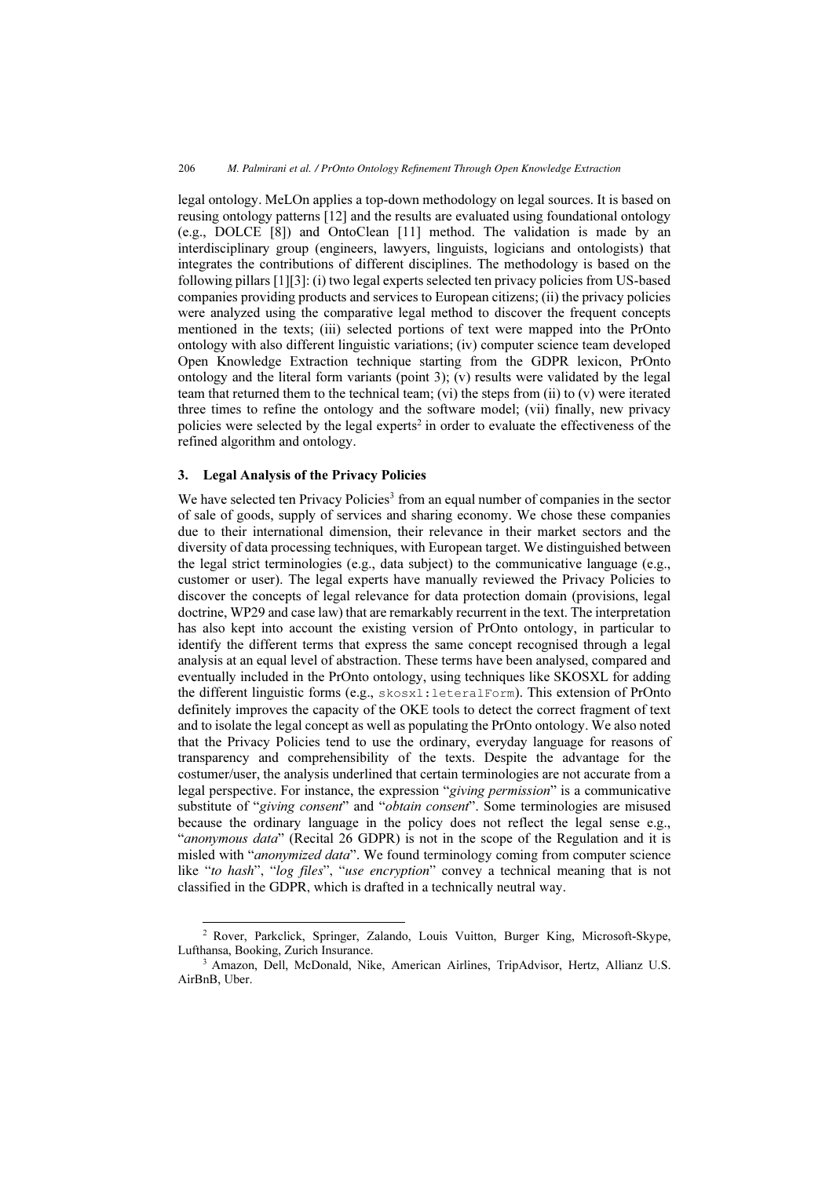legal ontology. MeLOn applies a top-down methodology on legal sources. It is based on reusing ontology patterns [12] and the results are evaluated using foundational ontology (e.g., DOLCE [8]) and OntoClean [11] method. The validation is made by an interdisciplinary group (engineers, lawyers, linguists, logicians and ontologists) that integrates the contributions of different disciplines. The methodology is based on the following pillars [1][3]: (i) two legal experts selected ten privacy policies from US-based companies providing products and services to European citizens; (ii) the privacy policies were analyzed using the comparative legal method to discover the frequent concepts mentioned in the texts; (iii) selected portions of text were mapped into the PrOnto ontology with also different linguistic variations; (iv) computer science team developed Open Knowledge Extraction technique starting from the GDPR lexicon, PrOnto ontology and the literal form variants (point 3); (v) results were validated by the legal team that returned them to the technical team; (vi) the steps from (ii) to (v) were iterated three times to refine the ontology and the software model; (vii) finally, new privacy policies were selected by the legal experts[2] in order to evaluate the effectiveness of the refined algorithm and ontology.

## 3. Legal Analysis of the Privacy Policies

We have selected ten Privacy Policies[3] from an equal number of companies in the sector of sale of goods, supply of services and sharing economy. We chose these companies due to their international dimension, their relevance in their market sectors and the diversity of data processing techniques, with European target. We distinguished between the legal strict terminologies (e.g., data subject) to the communicative language (e.g., customer or user). The legal experts have manually reviewed the Privacy Policies to discover the concepts of legal relevance for data protection domain (provisions, legal doctrine, WP29 and case law) that are remarkably recurrent in the text. The interpretation has also kept into account the existing version of PrOnto ontology, in particular to identify the different terms that express the same concept recognised through a legal analysis at an equal level of abstraction. These terms have been analysed, compared and eventually included in the PrOnto ontology, using techniques like SKOSXL for adding the different linguistic forms (e.g., `skosxl:leteralForm`). This extension of PrOnto definitely improves the capacity of the OKE tools to detect the correct fragment of text and to isolate the legal concept as well as populating the PrOnto ontology. We also noted that the Privacy Policies tend to use the ordinary, everyday language for reasons of transparency and comprehensibility of the texts. Despite the advantage for the costumer/user, the analysis underlined that certain terminologies are not accurate from a legal perspective. For instance, the expression "*giving permission*" is a communicative substitute of "*giving consent*" and "*obtain consent*". Some terminologies are misused because the ordinary language in the policy does not reflect the legal sense e.g., "*anonymous data*" (Recital 26 GDPR) is not in the scope of the Regulation and it is misled with "*anonymized data*". We found terminology coming from computer science like "*to hash*", "*log files*", "*use encryption*" convey a technical meaning that is not classified in the GDPR, which is drafted in a technically neutral way.

---

[2] Rover, Parkclick, Springer, Zalando, Louis Vuitton, Burger King, Microsoft-Skype, Lufthansa, Booking, Zurich Insurance.

[3] Amazon, Dell, McDonald, Nike, American Airlines, TripAdvisor, Hertz, Allianz U.S. AirBnB, Uber.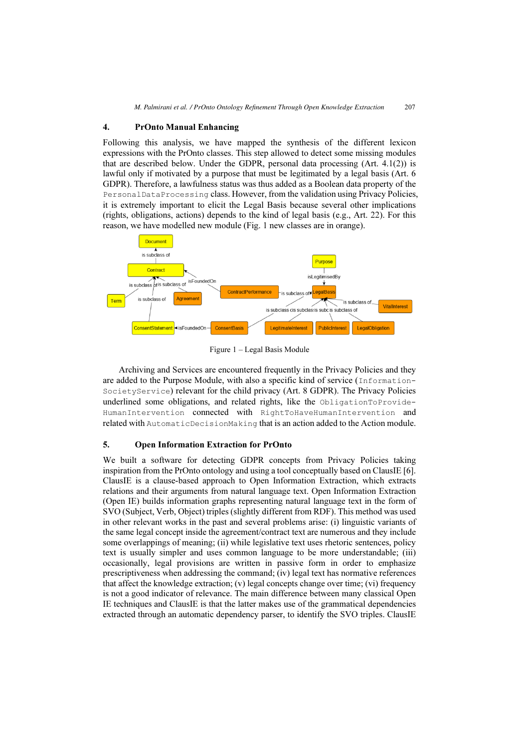## 4. PrOnto Manual Enhancing

Following this analysis, we have mapped the synthesis of the different lexicon expressions with the PrOnto classes. This step allowed to detect some missing modules that are described below. Under the GDPR, personal data processing (Art. 4.1(2)) is lawful only if motivated by a purpose that must be legitimated by a legal basis (Art. 6 GDPR). Therefore, a lawfulness status was thus added as a Boolean data property of the `PersonalDataProcessing` class. However, from the validation using Privacy Policies, it is extremely important to elicit the Legal Basis because several other implications (rights, obligations, actions) depends to the kind of legal basis (e.g., Art. 22). For this reason, we have modelled new module (Fig. 1 new classes are in orange).

Figure 1 – Legal Basis Module

Archiving and Services are encountered frequently in the Privacy Policies and they are added to the Purpose Module, with also a specific kind of service (`Information-SocietyService`) relevant for the child privacy (Art. 8 GDPR). The Privacy Policies underlined some obligations, and related rights, like the `ObligationToProvide-HumanIntervention` connected with `RightToHaveHumanIntervention` and related with `AutomaticDecisionMaking` that is an action added to the Action module.

## 5. Open Information Extraction for PrOnto

We built a software for detecting GDPR concepts from Privacy Policies taking inspiration from the PrOnto ontology and using a tool conceptually based on ClausIE [6]. ClausIE is a clause-based approach to Open Information Extraction, which extracts relations and their arguments from natural language text. Open Information Extraction (Open IE) builds information graphs representing natural language text in the form of SVO (Subject, Verb, Object) triples (slightly different from RDF). This method was used in other relevant works in the past and several problems arise: (i) linguistic variants of the same legal concept inside the agreement/contract text are numerous and they include some overlappings of meaning; (ii) while legislative text uses rhetoric sentences, policy text is usually simpler and uses common language to be more understandable; (iii) occasionally, legal provisions are written in passive form in order to emphasize prescriptiveness when addressing the command; (iv) legal text has normative references that affect the knowledge extraction; (v) legal concepts change over time; (vi) frequency is not a good indicator of relevance. The main difference between many classical Open IE techniques and ClausIE is that the latter makes use of the grammatical dependencies extracted through an automatic dependency parser, to identify the SVO triples. ClausIE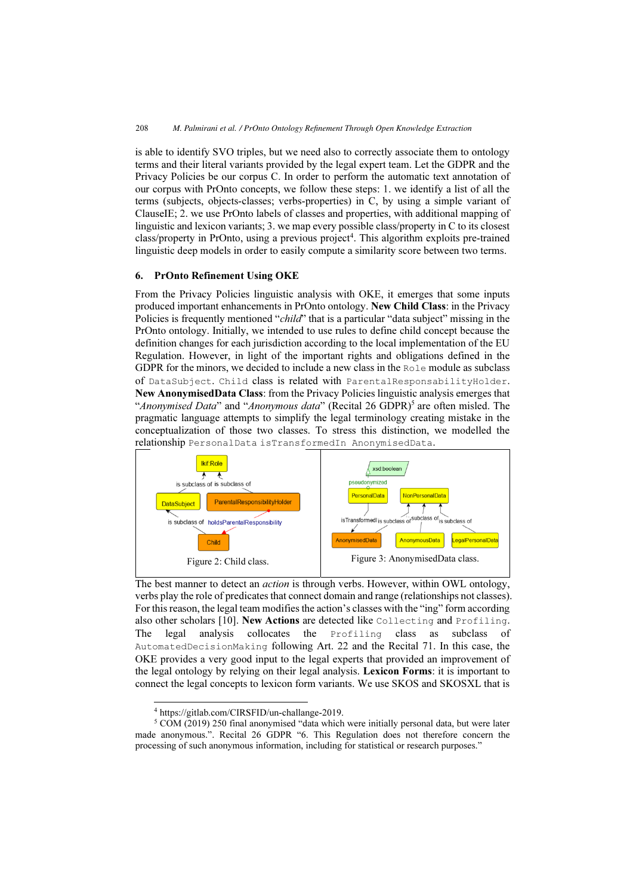is able to identify SVO triples, but we need also to correctly associate them to ontology terms and their literal variants provided by the legal expert team. Let the GDPR and the Privacy Policies be our corpus C. In order to perform the automatic text annotation of our corpus with PrOnto concepts, we follow these steps: 1. we identify a list of all the terms (subjects, objects-classes; verbs-properties) in C, by using a simple variant of ClauseIE; 2. we use PrOnto labels of classes and properties, with additional mapping of linguistic and lexicon variants; 3. we map every possible class/property in C to its closest class/property in PrOnto, using a previous project[4]. This algorithm exploits pre-trained linguistic deep models in order to easily compute a similarity score between two terms.

## 6. PrOnto Refinement Using OKE

From the Privacy Policies linguistic analysis with OKE, it emerges that some inputs produced important enhancements in PrOnto ontology. **New Child Class**: in the Privacy Policies is frequently mentioned "*child*" that is a particular "data subject" missing in the PrOnto ontology. Initially, we intended to use rules to define child concept because the definition changes for each jurisdiction according to the local implementation of the EU Regulation. However, in light of the important rights and obligations defined in the GDPR for the minors, we decided to include a new class in the `Role` module as subclass of `DataSubject`. `Child` class is related with `ParentalResponsabilityHolder`. **New AnonymisedData Class**: from the Privacy Policies linguistic analysis emerges that "*Anonymised Data*" and "*Anonymous data*" (Recital 26 GDPR)[5] are often misled. The pragmatic language attempts to simplify the legal terminology creating mistake in the conceptualization of those two classes. To stress this distinction, we modelled the relationship `PersonalData isTransformedIn AnonymisedData`.

Figure 2: Child class.

Figure 3: AnonymisedData class.

The best manner to detect an *action* is through verbs. However, within OWL ontology, verbs play the role of predicates that connect domain and range (relationships not classes). For this reason, the legal team modifies the action's classes with the "ing" form according also other scholars [10]. **New Actions** are detected like `Collecting` and `Profiling`. The legal analysis collocates the `Profiling` class as subclass of `AutomatedDecisionMaking` following Art. 22 and the Recital 71. In this case, the OKE provides a very good input to the legal experts that provided an improvement of the legal ontology by relying on their legal analysis. **Lexicon Forms**: it is important to connect the legal concepts to lexicon form variants. We use SKOS and SKOSXL that is

---

[4] https://gitlab.com/CIRSFID/un-challange-2019.

[5] COM (2019) 250 final anonymised "data which were initially personal data, but were later made anonymous.". Recital 26 GDPR "6. This Regulation does not therefore concern the processing of such anonymous information, including for statistical or research purposes."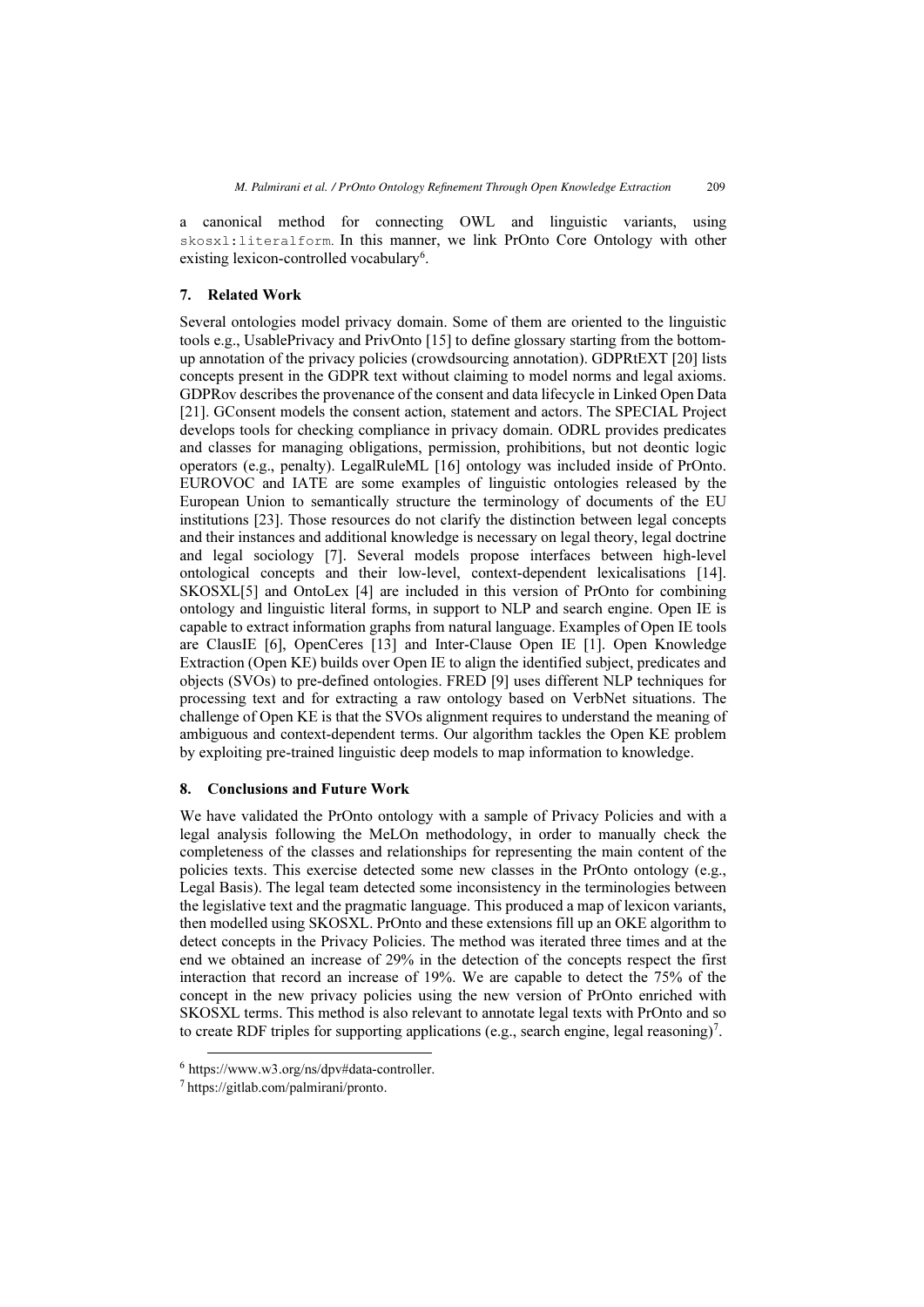a canonical method for connecting OWL and linguistic variants, using `skosxl:literalform`. In this manner, we link PrOnto Core Ontology with other existing lexicon-controlled vocabulary[6].

## 7. Related Work

Several ontologies model privacy domain. Some of them are oriented to the linguistic tools e.g., UsablePrivacy and PrivOnto [15] to define glossary starting from the bottom-up annotation of the privacy policies (crowdsourcing annotation). GDPRtEXT [20] lists concepts present in the GDPR text without claiming to model norms and legal axioms. GDPRov describes the provenance of the consent and data lifecycle in Linked Open Data [21]. GConsent models the consent action, statement and actors. The SPECIAL Project develops tools for checking compliance in privacy domain. ODRL provides predicates and classes for managing obligations, permission, prohibitions, but not deontic logic operators (e.g., penalty). LegalRuleML [16] ontology was included inside of PrOnto. EUROVOC and IATE are some examples of linguistic ontologies released by the European Union to semantically structure the terminology of documents of the EU institutions [23]. Those resources do not clarify the distinction between legal concepts and their instances and additional knowledge is necessary on legal theory, legal doctrine and legal sociology [7]. Several models propose interfaces between high-level ontological concepts and their low-level, context-dependent lexicalisations [14]. SKOSXL[5] and OntoLex [4] are included in this version of PrOnto for combining ontology and linguistic literal forms, in support to NLP and search engine. Open IE is capable to extract information graphs from natural language. Examples of Open IE tools are ClausIE [6], OpenCeres [13] and Inter-Clause Open IE [1]. Open Knowledge Extraction (Open KE) builds over Open IE to align the identified subject, predicates and objects (SVOs) to pre-defined ontologies. FRED [9] uses different NLP techniques for processing text and for extracting a raw ontology based on VerbNet situations. The challenge of Open KE is that the SVOs alignment requires to understand the meaning of ambiguous and context-dependent terms. Our algorithm tackles the Open KE problem by exploiting pre-trained linguistic deep models to map information to knowledge.

## 8. Conclusions and Future Work

We have validated the PrOnto ontology with a sample of Privacy Policies and with a legal analysis following the MeLOn methodology, in order to manually check the completeness of the classes and relationships for representing the main content of the policies texts. This exercise detected some new classes in the PrOnto ontology (e.g., Legal Basis). The legal team detected some inconsistency in the terminologies between the legislative text and the pragmatic language. This produced a map of lexicon variants, then modelled using SKOSXL. PrOnto and these extensions fill up an OKE algorithm to detect concepts in the Privacy Policies. The method was iterated three times and at the end we obtained an increase of 29% in the detection of the concepts respect the first interaction that record an increase of 19%. We are capable to detect the 75% of the concept in the new privacy policies using the new version of PrOnto enriched with SKOSXL terms. This method is also relevant to annotate legal texts with PrOnto and so to create RDF triples for supporting applications (e.g., search engine, legal reasoning)[7].

---

[6] https://www.w3.org/ns/dpv#data-controller.

[7] https://gitlab.com/palmirani/pronto.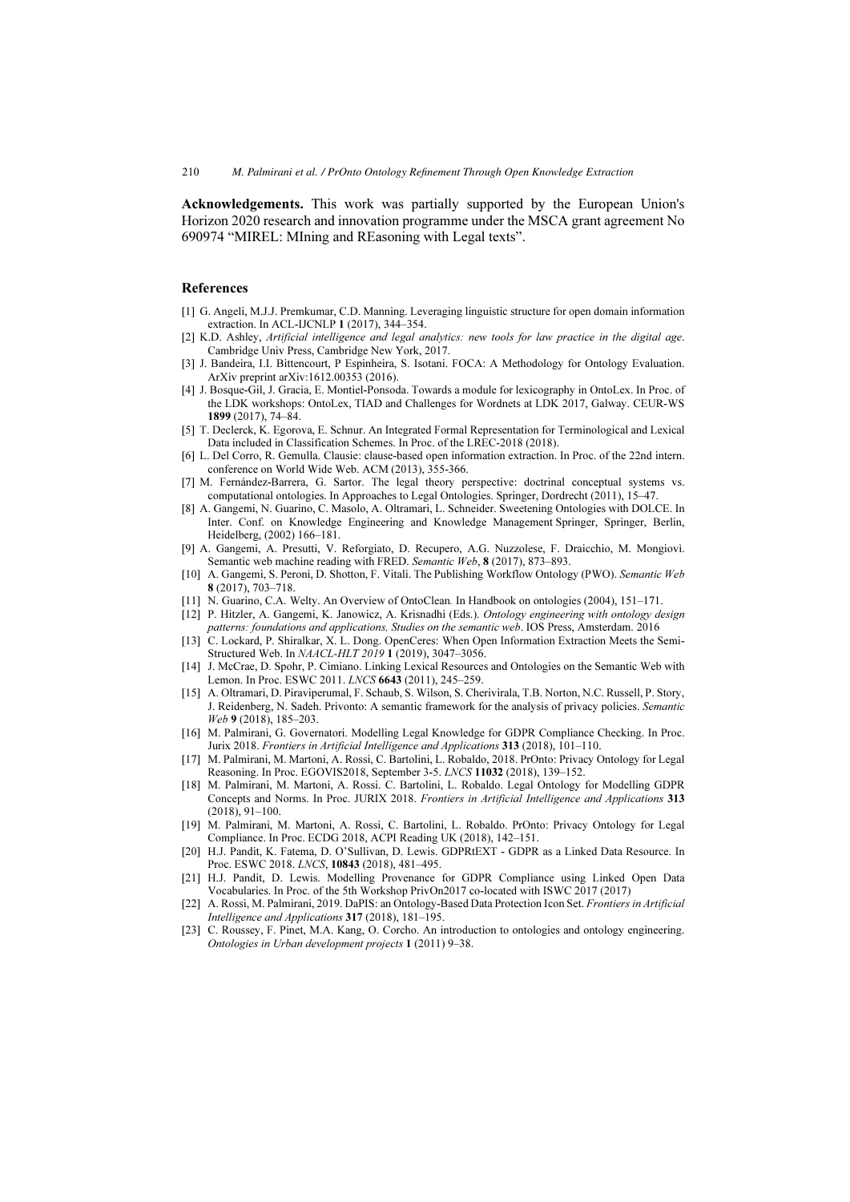**Acknowledgements.** This work was partially supported by the European Union's Horizon 2020 research and innovation programme under the MSCA grant agreement No 690974 "MIREL: MIning and REasoning with Legal texts".

## References

[1] G. Angeli, M.J.J. Premkumar, C.D. Manning. Leveraging linguistic structure for open domain information extraction. In ACL-IJCNLP **1** (2017), 344–354.

[2] K.D. Ashley, *Artificial intelligence and legal analytics: new tools for law practice in the digital age*. Cambridge Univ Press, Cambridge New York, 2017.

[3] J. Bandeira, I.I. Bittencourt, P Espinheira, S. Isotani. FOCA: A Methodology for Ontology Evaluation. ArXiv preprint arXiv:1612.00353 (2016).

[4] J. Bosque-Gil, J. Gracia, E. Montiel-Ponsoda. Towards a module for lexicography in OntoLex. In Proc. of the LDK workshops: OntoLex, TIAD and Challenges for Wordnets at LDK 2017, Galway. CEUR-WS **1899** (2017), 74–84.

[5] T. Declerck, K. Egorova, E. Schnur. An Integrated Formal Representation for Terminological and Lexical Data included in Classification Schemes. In Proc. of the LREC-2018 (2018).

[6] L. Del Corro, R. Gemulla. Clausie: clause-based open information extraction. In Proc. of the 22nd intern. conference on World Wide Web. ACM (2013), 355-366.

[7] M. Fernández-Barrera, G. Sartor. The legal theory perspective: doctrinal conceptual systems vs. computational ontologies. In Approaches to Legal Ontologies. Springer, Dordrecht (2011), 15–47.

[8] A. Gangemi, N. Guarino, C. Masolo, A. Oltramari, L. Schneider. Sweetening Ontologies with DOLCE. In Inter. Conf. on Knowledge Engineering and Knowledge Management Springer, Springer, Berlin, Heidelberg, (2002) 166–181.

[9] A. Gangemi, A. Presutti, V. Reforgiato, D. Recupero, A.G. Nuzzolese, F. Draicchio, M. Mongiovì. Semantic web machine reading with FRED. *Semantic Web*, **8** (2017), 873–893.

[10] A. Gangemi, S. Peroni, D. Shotton, F. Vitali. The Publishing Workflow Ontology (PWO). *Semantic Web* **8** (2017), 703–718.

[11] N. Guarino, C.A. Welty. An Overview of OntoClean. In Handbook on ontologies (2004), 151–171.

[12] P. Hitzler, A. Gangemi, K. Janowicz, A. Krisnadhi (Eds.). *Ontology engineering with ontology design patterns: foundations and applications, Studies on the semantic web*. IOS Press, Amsterdam. 2016

[13] C. Lockard, P. Shiralkar, X. L. Dong. OpenCeres: When Open Information Extraction Meets the Semi-Structured Web. In *NAACL-HLT 2019* **1** (2019), 3047–3056.

[14] J. McCrae, D. Spohr, P. Cimiano. Linking Lexical Resources and Ontologies on the Semantic Web with Lemon. In Proc. ESWC 2011. *LNCS* **6643** (2011), 245–259.

[15] A. Oltramari, D. Piraviperumal, F. Schaub, S. Wilson, S. Cherivirala, T.B. Norton, N.C. Russell, P. Story, J. Reidenberg, N. Sadeh. Privonto: A semantic framework for the analysis of privacy policies. *Semantic Web* **9** (2018), 185–203.

[16] M. Palmirani, G. Governatori. Modelling Legal Knowledge for GDPR Compliance Checking. In Proc. Jurix 2018. *Frontiers in Artificial Intelligence and Applications* **313** (2018), 101–110.

[17] M. Palmirani, M. Martoni, A. Rossi, C. Bartolini, L. Robaldo, 2018. PrOnto: Privacy Ontology for Legal Reasoning. In Proc. EGOVIS2018, September 3-5. *LNCS* **11032** (2018), 139–152.

[18] M. Palmirani, M. Martoni, A. Rossi. C. Bartolini, L. Robaldo. Legal Ontology for Modelling GDPR Concepts and Norms. In Proc. JURIX 2018. *Frontiers in Artificial Intelligence and Applications* **313** (2018), 91–100.

[19] M. Palmirani, M. Martoni, A. Rossi, C. Bartolini, L. Robaldo. PrOnto: Privacy Ontology for Legal Compliance. In Proc. ECDG 2018, ACPI Reading UK (2018), 142–151.

[20] H.J. Pandit, K. Fatema, D. O'Sullivan, D. Lewis. GDPRtEXT - GDPR as a Linked Data Resource. In Proc. ESWC 2018. *LNCS*, **10843** (2018), 481–495.

[21] H.J. Pandit, D. Lewis. Modelling Provenance for GDPR Compliance using Linked Open Data Vocabularies. In Proc. of the 5th Workshop PrivOn2017 co-located with ISWC 2017 (2017)

[22] A. Rossi, M. Palmirani, 2019. DaPIS: an Ontology-Based Data Protection Icon Set. *Frontiers in Artificial Intelligence and Applications* **317** (2018), 181–195.

[23] C. Roussey, F. Pinet, M.A. Kang, O. Corcho. An introduction to ontologies and ontology engineering. *Ontologies in Urban development projects* **1** (2011) 9–38.